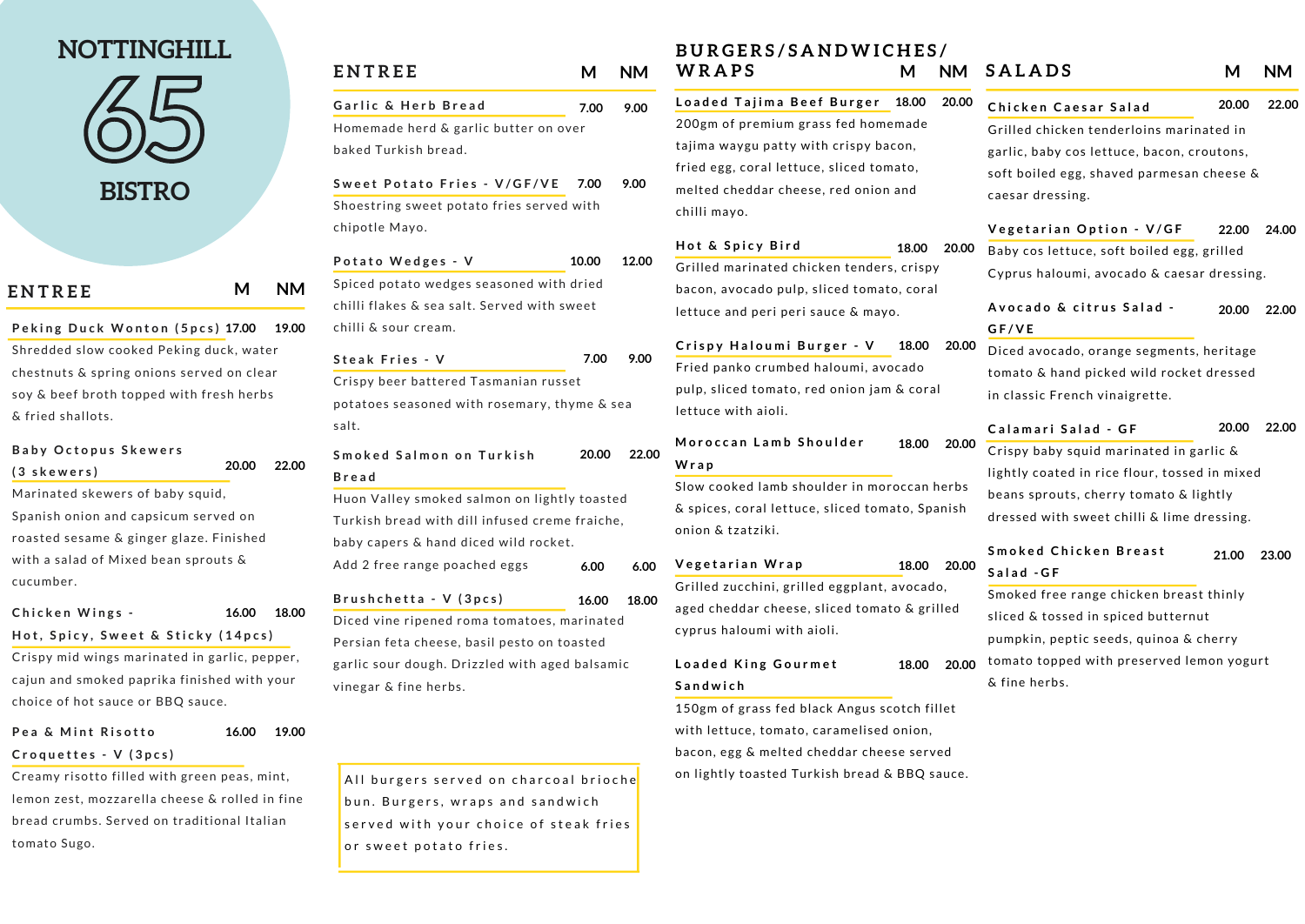# NOTTINGHILL 65 BISTRO

## ENTREE

| | M | NM |
|---|---|---|
| **Peking Duck Wonton (5pcs)** | 17.00 | 19.00 |

Shredded slow cooked Peking duck, water chestnuts & spring onions served on clear soy & beef broth topped with fresh herbs & fried shallots.

| | M | NM |
|---|---|---|
| **Baby Octopus Skewers (3 skewers)** | 20.00 | 22.00 |

Marinated skewers of baby squid, Spanish onion and capsicum served on roasted sesame & ginger glaze. Finished with a salad of Mixed bean sprouts & cucumber.

| | M | NM |
|---|---|---|
| **Chicken Wings - Hot, Spicy, Sweet & Sticky (14pcs)** | 16.00 | 18.00 |

Crispy mid wings marinated in garlic, pepper, cajun and smoked paprika finished with your choice of hot sauce or BBQ sauce.

| | M | NM |
|---|---|---|
| **Pea & Mint Risotto Croquettes - V (3pcs)** | 16.00 | 19.00 |

Creamy risotto filled with green peas, mint, lemon zest, mozzarella cheese & rolled in fine bread crumbs. Served on traditional Italian tomato Sugo.

## ENTREE

| | M | NM |
|---|---|---|
| **Garlic & Herb Bread** | 7.00 | 9.00 |

Homemade herd & garlic butter on over baked Turkish bread.

| | M | NM |
|---|---|---|
| **Sweet Potato Fries - V/GF/VE** | 7.00 | 9.00 |

Shoestring sweet potato fries served with chipotle Mayo.

| | M | NM |
|---|---|---|
| **Potato Wedges - V** | 10.00 | 12.00 |

Spiced potato wedges seasoned with dried chilli flakes & sea salt. Served with sweet chilli & sour cream.

| | M | NM |
|---|---|---|
| **Steak Fries - V** | 7.00 | 9.00 |

Crispy beer battered Tasmanian russet potatoes seasoned with rosemary, thyme & sea salt.

| | M | NM |
|---|---|---|
| **Smoked Salmon on Turkish Bread** | 20.00 | 22.00 |

Huon Valley smoked salmon on lightly toasted Turkish bread with dill infused creme fraiche, baby capers & hand diced wild rocket.

| | M | NM |
|---|---|---|
| Add 2 free range poached eggs | 6.00 | 6.00 |

| | M | NM |
|---|---|---|
| **Brushchetta - V (3pcs)** | 16.00 | 18.00 |

Diced vine ripened roma tomatoes, marinated Persian feta cheese, basil pesto on toasted garlic sour dough. Drizzled with aged balsamic vinegar & fine herbs.

> All burgers served on charcoal brioche bun. Burgers, wraps and sandwich served with your choice of steak fries or sweet potato fries.

## BURGERS/SANDWICHES/WRAPS

| | M | NM |
|---|---|---|
| **Loaded Tajima Beef Burger** | 18.00 | 20.00 |

200gm of premium grass fed homemade tajima waygu patty with crispy bacon, fried egg, coral lettuce, sliced tomato, melted cheddar cheese, red onion and chilli mayo.

| | M | NM |
|---|---|---|
| **Hot & Spicy Bird** | 18.00 | 20.00 |

Grilled marinated chicken tenders, crispy bacon, avocado pulp, sliced tomato, coral lettuce and peri peri sauce & mayo.

| | M | NM |
|---|---|---|
| **Crispy Haloumi Burger - V** | 18.00 | 20.00 |

Fried panko crumbed haloumi, avocado pulp, sliced tomato, red onion jam & coral lettuce with aioli.

| | M | NM |
|---|---|---|
| **Moroccan Lamb Shoulder Wrap** | 18.00 | 20.00 |

Slow cooked lamb shoulder in moroccan herbs & spices, coral lettuce, sliced tomato, Spanish onion & tzatziki.

| | M | NM |
|---|---|---|
| **Vegetarian Wrap** | 18.00 | 20.00 |

Grilled zucchini, grilled eggplant, avocado, aged cheddar cheese, sliced tomato & grilled cyprus haloumi with aioli.

| | M | NM |
|---|---|---|
| **Loaded King Gourmet Sandwich** | 18.00 | 20.00 |

150gm of grass fed black Angus scotch fillet with lettuce, tomato, caramelised onion, bacon, egg & melted cheddar cheese served on lightly toasted Turkish bread & BBQ sauce.

## SALADS

| | M | NM |
|---|---|---|
| **Chicken Caesar Salad** | 20.00 | 22.00 |

Grilled chicken tenderloins marinated in garlic, baby cos lettuce, bacon, croutons, soft boiled egg, shaved parmesan cheese & caesar dressing.

| | M | NM |
|---|---|---|
| **Vegetarian Option - V/GF** | 22.00 | 24.00 |

Baby cos lettuce, soft boiled egg, grilled Cyprus haloumi, avocado & caesar dressing.

| | M | NM |
|---|---|---|
| **Avocado & citrus Salad - GF/VE** | 20.00 | 22.00 |

Diced avocado, orange segments, heritage tomato & hand picked wild rocket dressed in classic French vinaigrette.

| | M | NM |
|---|---|---|
| **Calamari Salad - GF** | 20.00 | 22.00 |

Crispy baby squid marinated in garlic & lightly coated in rice flour, tossed in mixed beans sprouts, cherry tomato & lightly dressed with sweet chilli & lime dressing.

| | M | NM |
|---|---|---|
| **Smoked Chicken Breast Salad -GF** | 21.00 | 23.00 |

Smoked free range chicken breast thinly sliced & tossed in spiced butternut pumpkin, peptic seeds, quinoa & cherry tomato topped with preserved lemon yogurt & fine herbs.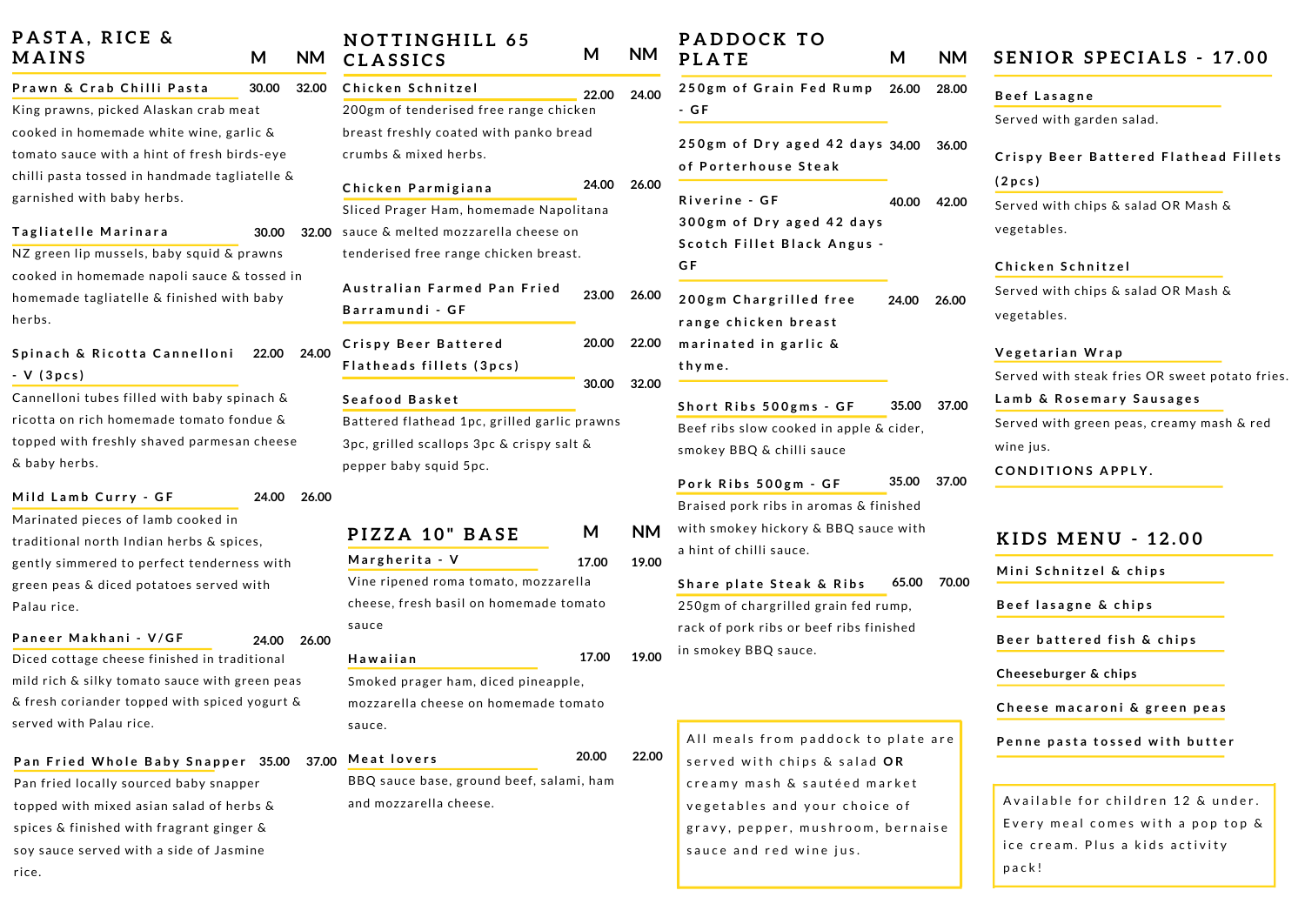## PASTA, RICE & MAINS

| | M | NM |
|---|---|---|
| **Prawn & Crab Chilli Pasta** | 30.00 | 32.00 |

King prawns, picked Alaskan crab meat cooked in homemade white wine, garlic & tomato sauce with a hint of fresh birds-eye chilli pasta tossed in handmade tagliatelle & garnished with baby herbs.

| | M | NM |
|---|---|---|
| **Tagliatelle Marinara** | 30.00 | 32.00 |

NZ green lip mussels, baby squid & prawns cooked in homemade napoli sauce & tossed in homemade tagliatelle & finished with baby herbs.

| | M | NM |
|---|---|---|
| **Spinach & Ricotta Cannelloni - V (3pcs)** | 22.00 | 24.00 |

Cannelloni tubes filled with baby spinach & ricotta on rich homemade tomato fondue & topped with freshly shaved parmesan cheese & baby herbs.

| | M | NM |
|---|---|---|
| **Mild Lamb Curry - GF** | 24.00 | 26.00 |

Marinated pieces of lamb cooked in traditional north Indian herbs & spices, gently simmered to perfect tenderness with green peas & diced potatoes served with Palau rice.

| | M | NM |
|---|---|---|
| **Paneer Makhani - V/GF** | 24.00 | 26.00 |

Diced cottage cheese finished in traditional mild rich & silky tomato sauce with green peas & fresh coriander topped with spiced yogurt & served with Palau rice.

| | M | NM |
|---|---|---|
| **Pan Fried Whole Baby Snapper** | 35.00 | 37.00 |

Pan fried locally sourced baby snapper topped with mixed asian salad of herbs & spices & finished with fragrant ginger & soy sauce served with a side of Jasmine rice.

## NOTTINGHILL 65 CLASSICS

| | M | NM |
|---|---|---|
| **Chicken Schnitzel** | 22.00 | 24.00 |

200gm of tenderised free range chicken breast freshly coated with panko bread crumbs & mixed herbs.

| | M | NM |
|---|---|---|
| **Chicken Parmigiana** | 24.00 | 26.00 |

Sliced Prager Ham, homemade Napolitana sauce & melted mozzarella cheese on tenderised free range chicken breast.

| | M | NM |
|---|---|---|
| **Australian Farmed Pan Fried Barramundi - GF** | 23.00 | 26.00 |
| **Crispy Beer Battered Flatheads fillets (3pcs)** | 20.00 | 22.00 |
| **Seafood Basket** | 30.00 | 32.00 |

Battered flathead 1pc, grilled garlic prawns 3pc, grilled scallops 3pc & crispy salt & pepper baby squid 5pc.

## PIZZA 10" BASE

| | M | NM |
|---|---|---|
| **Margherita - V** | 17.00 | 19.00 |

Vine ripened roma tomato, mozzarella cheese, fresh basil on homemade tomato sauce

| | M | NM |
|---|---|---|
| **Hawaiian** | 17.00 | 19.00 |

Smoked prager ham, diced pineapple, mozzarella cheese on homemade tomato sauce.

| | M | NM |
|---|---|---|
| **Meat lovers** | 20.00 | 22.00 |

BBQ sauce base, ground beef, salami, ham and mozzarella cheese.

## PADDOCK TO PLATE

| | M | NM |
|---|---|---|
| **250gm of Grain Fed Rump - GF** | 26.00 | 28.00 |
| **250gm of Dry aged 42 days of Porterhouse Steak** | 34.00 | 36.00 |
| **Riverine - GF 300gm of Dry aged 42 days Scotch Fillet Black Angus - GF** | 40.00 | 42.00 |
| **200gm Chargrilled free range chicken breast marinated in garlic & thyme.** | 24.00 | 26.00 |
| **Short Ribs 500gms - GF** | 35.00 | 37.00 |

Beef ribs slow cooked in apple & cider, smokey BBQ & chilli sauce

| | M | NM |
|---|---|---|
| **Pork Ribs 500gm - GF** | 35.00 | 37.00 |

Braised pork ribs in aromas & finished with smokey hickory & BBQ sauce with a hint of chilli sauce.

| | M | NM |
|---|---|---|
| **Share plate Steak & Ribs** | 65.00 | 70.00 |

250gm of chargrilled grain fed rump, rack of pork ribs or beef ribs finished in smokey BBQ sauce.

All meals from paddock to plate are served with chips & salad **OR** creamy mash & sautéed market vegetables and your choice of gravy, pepper, mushroom, bernaise sauce and red wine jus.

## SENIOR SPECIALS - 17.00

**Beef Lasagne**
Served with garden salad.

**Crispy Beer Battered Flathead Fillets (2pcs)**
Served with chips & salad OR Mash & vegetables.

**Chicken Schnitzel**
Served with chips & salad OR Mash & vegetables.

**Vegetarian Wrap**
Served with steak fries OR sweet potato fries.

**Lamb & Rosemary Sausages**
Served with green peas, creamy mash & red wine jus.

**CONDITIONS APPLY.**

## KIDS MENU - 12.00

- Mini Schnitzel & chips
- Beef lasagne & chips
- Beer battered fish & chips
- Cheeseburger & chips
- Cheese macaroni & green peas
- Penne pasta tossed with butter

Available for children 12 & under. Every meal comes with a pop top & ice cream. Plus a kids activity pack!